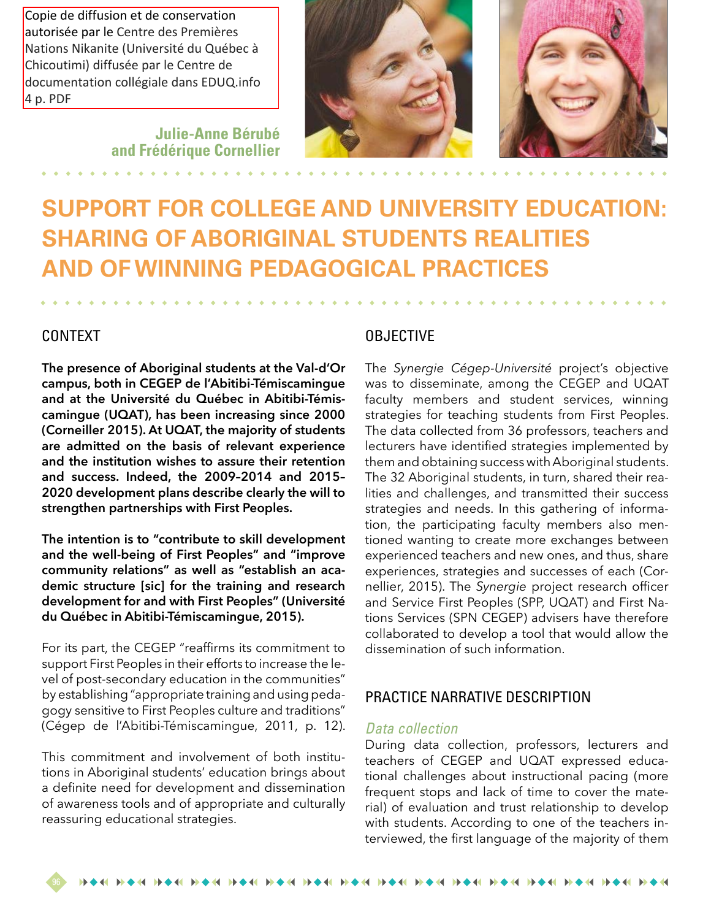Copie de diffusion et de conservation autorisée par le Centre des Premières Nations Nikanite (Université du Québec à Chicoutimi) diffusée par le Centre de documentation collégiale dans EDUQ.info 4 p. PDF

**Julie-Anne Bérubé and Frédérique Cornellier**

# SUPPORT FOR COLLEGE AND UNIVERSITY EDUCATION: SHARING OF ABORIGINAL STUDENTS REALITIES AND OF WINNING PEDAGOGICAL PRACTICES

## CONTEXT

**The presence of Aboriginal students at the Val-d'Or campus, both in CEGEP de l'Abitibi-Témiscamingue and at the Université du Québec in Abitibi-Témiscamingue (UQAT), has been increasing since 2000 (Corneiller 2015). At UQAT, the majority of students are admitted on the basis of relevant experience and the institution wishes to assure their retention and success. Indeed, the 2009–2014 and 2015–2020 development plans describe clearly the will to strengthen partnerships with First Peoples.**

**The intention is to "contribute to skill development and the well-being of First Peoples" and "improve community relations" as well as "establish an academic structure [sic] for the training and research development for and with First Peoples" (Université du Québec in Abitibi-Témiscamingue, 2015).**

For its part, the CEGEP "reaffirms its commitment to support First Peoples in their efforts to increase the level of post-secondary education in the communities" by establishing "appropriate training and using pedagogy sensitive to First Peoples culture and traditions" (Cégep de l'Abitibi-Témiscamingue, 2011, p. 12).

This commitment and involvement of both institutions in Aboriginal students' education brings about a definite need for development and dissemination of awareness tools and of appropriate and culturally reassuring educational strategies.

## OBJECTIVE

The *Synergie Cégep-Université* project's objective was to disseminate, among the CEGEP and UQAT faculty members and student services, winning strategies for teaching students from First Peoples. The data collected from 36 professors, teachers and lecturers have identified strategies implemented by them and obtaining success with Aboriginal students. The 32 Aboriginal students, in turn, shared their realities and challenges, and transmitted their success strategies and needs. In this gathering of information, the participating faculty members also mentioned wanting to create more exchanges between experienced teachers and new ones, and thus, share experiences, strategies and successes of each (Cornellier, 2015). The *Synergie* project research officer and Service First Peoples (SPP, UQAT) and First Nations Services (SPN CEGEP) advisers have therefore collaborated to develop a tool that would allow the dissemination of such information.

## PRACTICE NARRATIVE DESCRIPTION

### *Data collection*

During data collection, professors, lecturers and teachers of CEGEP and UQAT expressed educational challenges about instructional pacing (more frequent stops and lack of time to cover the material) of evaluation and trust relationship to develop with students. According to one of the teachers interviewed, the first language of the majority of them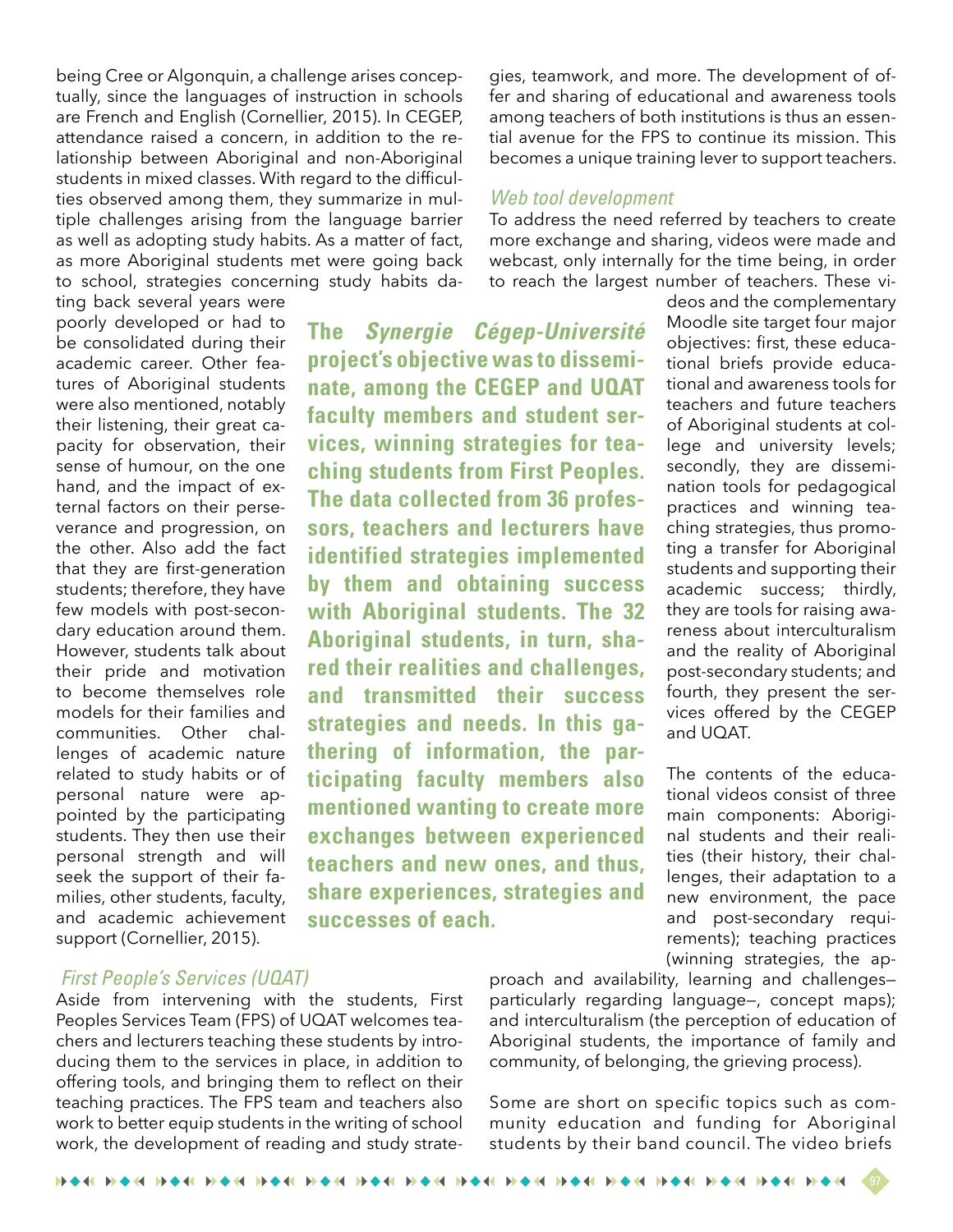being Cree or Algonquin, a challenge arises conceptually, since the languages of instruction in schools are French and English (Cornellier, 2015). In CEGEP, attendance raised a concern, in addition to the relationship between Aboriginal and non-Aboriginal students in mixed classes. With regard to the difficulties observed among them, they summarize in multiple challenges arising from the language barrier as well as adopting study habits. As a matter of fact, as more Aboriginal students met were going back to school, strategies concerning study habits dating back several years were poorly developed or had to be consolidated during their academic career. Other features of Aboriginal students were also mentioned, notably their listening, their great capacity for observation, their sense of humour, on the one hand, and the impact of external factors on their perseverance and progression, on the other. Also add the fact that they are first-generation students; therefore, they have few models with post-secondary education around them. However, students talk about their pride and motivation to become themselves role models for their families and communities. Other challenges of academic nature related to study habits or of personal nature were appointed by the participating students. They then use their personal strength and will seek the support of their families, other students, faculty, and academic achievement support (Cornellier, 2015).

**The *Synergie Cégep-Université* project's objective was to disseminate, among the CEGEP and UQAT faculty members and student services, winning strategies for teaching students from First Peoples. The data collected from 36 professors, teachers and lecturers have identified strategies implemented by them and obtaining success with Aboriginal students. The 32 Aboriginal students, in turn, shared their realities and challenges, and transmitted their success strategies and needs. In this gathering of information, the participating faculty members also mentioned wanting to create more exchanges between experienced teachers and new ones, and thus, share experiences, strategies and successes of each.**

### *First People's Services (UQAT)*

Aside from intervening with the students, First Peoples Services Team (FPS) of UQAT welcomes teachers and lecturers teaching these students by introducing them to the services in place, in addition to offering tools, and bringing them to reflect on their teaching practices. The FPS team and teachers also work to better equip students in the writing of school work, the development of reading and study strategies, teamwork, and more. The development of offer and sharing of educational and awareness tools among teachers of both institutions is thus an essential avenue for the FPS to continue its mission. This becomes a unique training lever to support teachers.

### *Web tool development*

To address the need referred by teachers to create more exchange and sharing, videos were made and webcast, only internally for the time being, in order to reach the largest number of teachers. These videos and the complementary Moodle site target four major objectives: first, these educational briefs provide educational and awareness tools for teachers and future teachers of Aboriginal students at college and university levels; secondly, they are dissemination tools for pedagogical practices and winning teaching strategies, thus promoting a transfer for Aboriginal students and supporting their academic success; thirdly, they are tools for raising awareness about interculturalism and the reality of Aboriginal post-secondary students; and fourth, they present the services offered by the CEGEP and UQAT.

The contents of the educational videos consist of three main components: Aboriginal students and their realities (their history, their challenges, their adaptation to a new environment, the pace and post-secondary requirements); teaching practices (winning strategies, the approach and availability, learning and challenges—particularly regarding language—, concept maps); and interculturalism (the perception of education of Aboriginal students, the importance of family and community, of belonging, the grieving process).

Some are short on specific topics such as community education and funding for Aboriginal students by their band council. The video briefs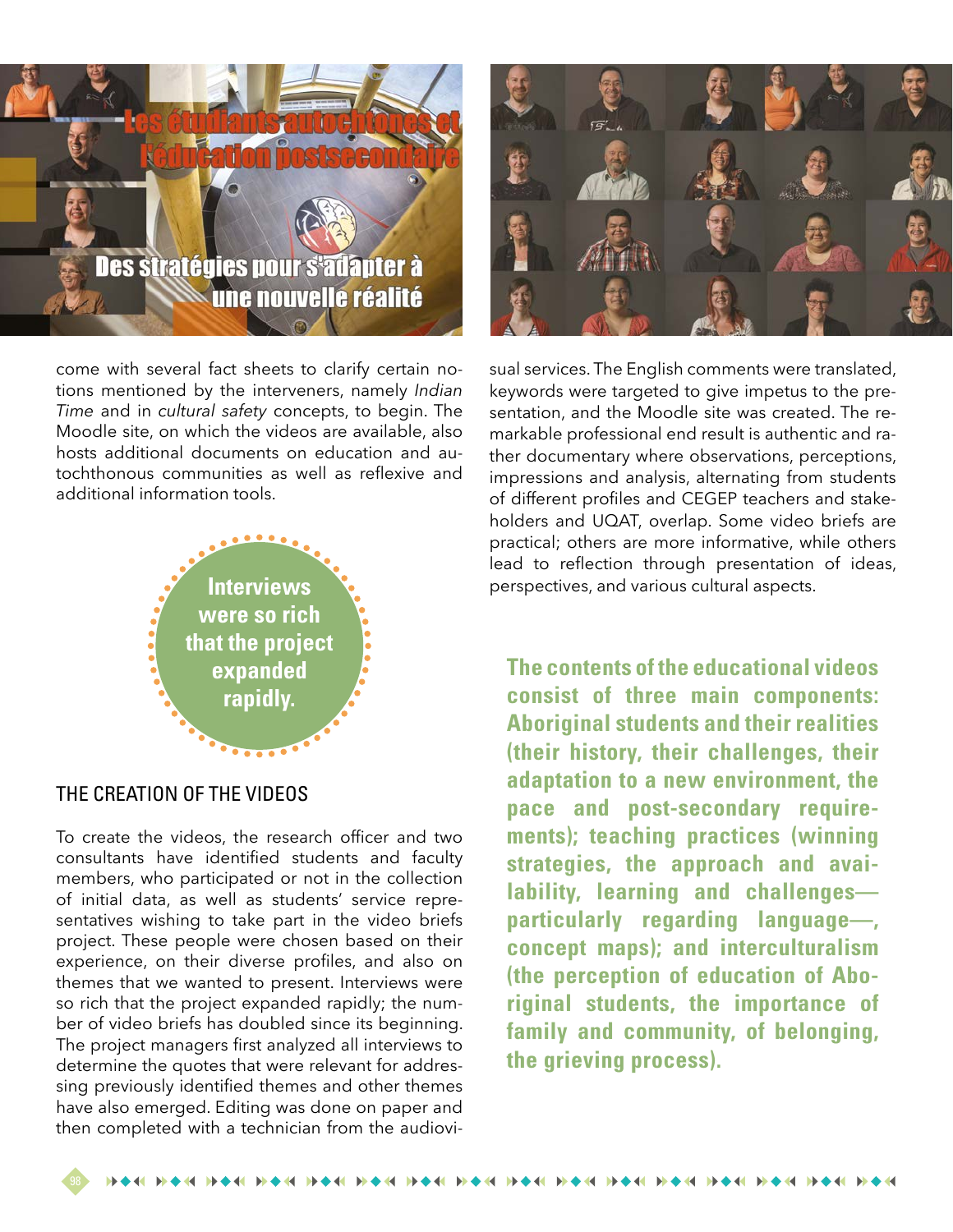come with several fact sheets to clarify certain notions mentioned by the interveners, namely *Indian Time* and in *cultural safety* concepts, to begin. The Moodle site, on which the videos are available, also hosts additional documents on education and autochthonous communities as well as reflexive and additional information tools.

**Interviews were so rich that the project expanded rapidly.**

## THE CREATION OF THE VIDEOS

To create the videos, the research officer and two consultants have identified students and faculty members, who participated or not in the collection of initial data, as well as students' service representatives wishing to take part in the video briefs project. These people were chosen based on their experience, on their diverse profiles, and also on themes that we wanted to present. Interviews were so rich that the project expanded rapidly; the number of video briefs has doubled since its beginning. The project managers first analyzed all interviews to determine the quotes that were relevant for addressing previously identified themes and other themes have also emerged. Editing was done on paper and then completed with a technician from the audiovisual services. The English comments were translated, keywords were targeted to give impetus to the presentation, and the Moodle site was created. The remarkable professional end result is authentic and rather documentary where observations, perceptions, impressions and analysis, alternating from students of different profiles and CEGEP teachers and stakeholders and UQAT, overlap. Some video briefs are practical; others are more informative, while others lead to reflection through presentation of ideas, perspectives, and various cultural aspects.

**The contents of the educational videos consist of three main components: Aboriginal students and their realities (their history, their challenges, their adaptation to a new environment, the pace and post-secondary requirements); teaching practices (winning strategies, the approach and availability, learning and challenges—particularly regarding language—, concept maps); and interculturalism (the perception of education of Aboriginal students, the importance of family and community, of belonging, the grieving process).**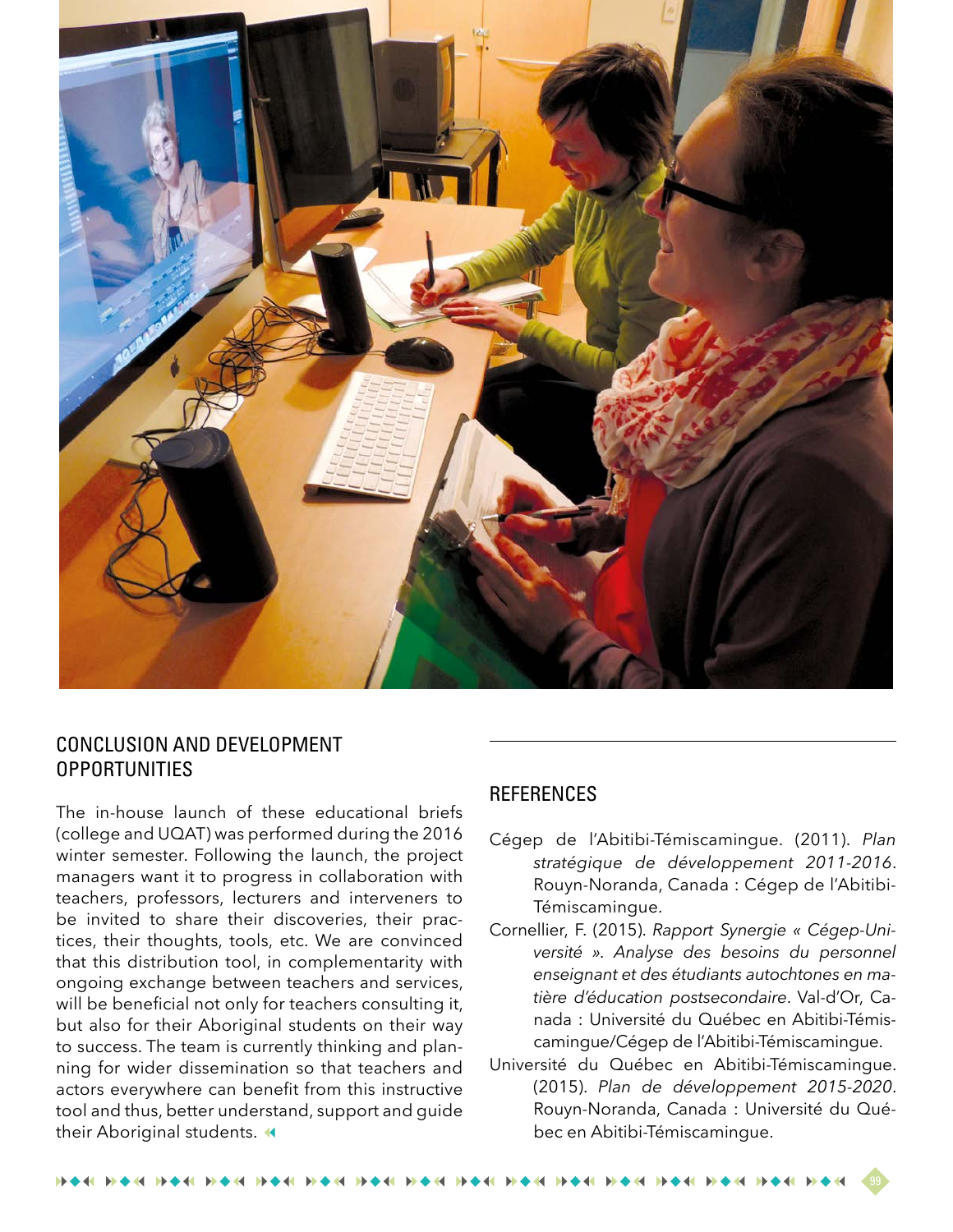## CONCLUSION AND DEVELOPMENT OPPORTUNITIES

The in-house launch of these educational briefs (college and UQAT) was performed during the 2016 winter semester. Following the launch, the project managers want it to progress in collaboration with teachers, professors, lecturers and interveners to be invited to share their discoveries, their practices, their thoughts, tools, etc. We are convinced that this distribution tool, in complementarity with ongoing exchange between teachers and services, will be beneficial not only for teachers consulting it, but also for their Aboriginal students on their way to success. The team is currently thinking and planning for wider dissemination so that teachers and actors everywhere can benefit from this instructive tool and thus, better understand, support and guide their Aboriginal students.

## REFERENCES

Cégep de l'Abitibi-Témiscamingue. (2011). *Plan stratégique de développement 2011-2016*. Rouyn-Noranda, Canada : Cégep de l'Abitibi-Témiscamingue.

Cornellier, F. (2015). *Rapport Synergie « Cégep-Université ». Analyse des besoins du personnel enseignant et des étudiants autochtones en matière d'éducation postsecondaire*. Val-d'Or, Canada : Université du Québec en Abitibi-Témiscamingue/Cégep de l'Abitibi-Témiscamingue.

Université du Québec en Abitibi-Témiscamingue. (2015). *Plan de développement 2015-2020*. Rouyn-Noranda, Canada : Université du Québec en Abitibi-Témiscamingue.